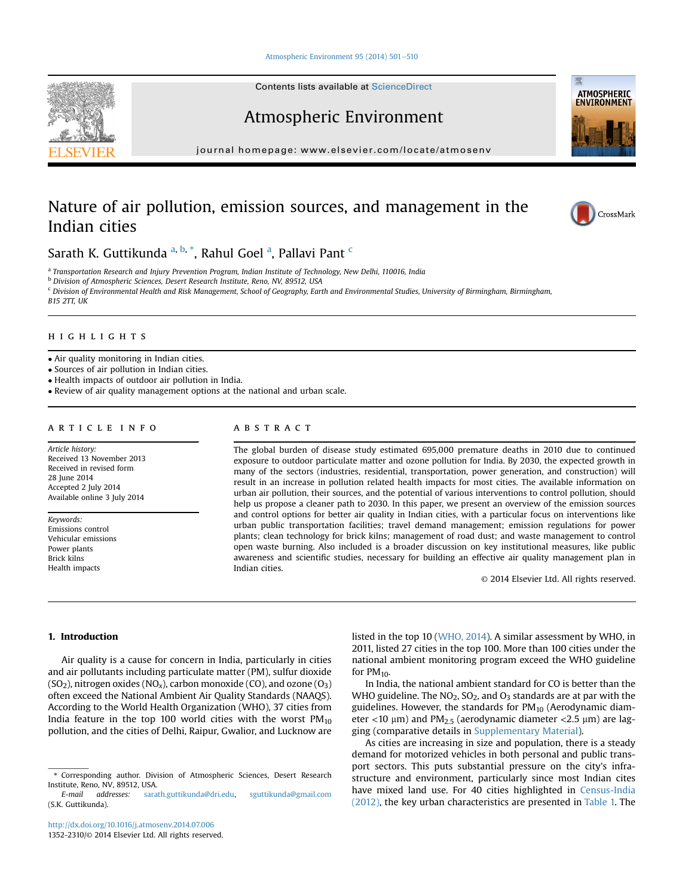# Nature of air pollution, emission sources, and management in the Indian cities

Sarath K. Guttikunda [a, b, *], Rahul Goel [a], Pallavi Pant [c]

[a] Transportation Research and Injury Prevention Program, Indian Institute of Technology, New Delhi, 110016, India

[b] Division of Atmospheric Sciences, Desert Research Institute, Reno, NV, 89512, USA

[c] Division of Environmental Health and Risk Management, School of Geography, Earth and Environmental Studies, University of Birmingham, Birmingham, B15 2TT, UK

## HIGHLIGHTS

- Air quality monitoring in Indian cities.
- Sources of air pollution in Indian cities.
- Health impacts of outdoor air pollution in India.
- Review of air quality management options at the national and urban scale.

## ARTICLE INFO

*Article history:*
Received 13 November 2013
Received in revised form 28 June 2014
Accepted 2 July 2014
Available online 3 July 2014

*Keywords:*
Emissions control
Vehicular emissions
Power plants
Brick kilns
Health impacts

## ABSTRACT

The global burden of disease study estimated 695,000 premature deaths in 2010 due to continued exposure to outdoor particulate matter and ozone pollution for India. By 2030, the expected growth in many of the sectors (industries, residential, transportation, power generation, and construction) will result in an increase in pollution related health impacts for most cities. The available information on urban air pollution, their sources, and the potential of various interventions to control pollution, should help us propose a cleaner path to 2030. In this paper, we present an overview of the emission sources and control options for better air quality in Indian cities, with a particular focus on interventions like urban public transportation facilities; travel demand management; emission regulations for power plants; clean technology for brick kilns; management of road dust; and waste management to control open waste burning. Also included is a broader discussion on key institutional measures, like public awareness and scientific studies, necessary for building an effective air quality management plan in Indian cities.

© 2014 Elsevier Ltd. All rights reserved.

## 1. Introduction

Air quality is a cause for concern in India, particularly in cities and air pollutants including particulate matter (PM), sulfur dioxide ($SO_2$), nitrogen oxides ($NO_x$), carbon monoxide (CO), and ozone ($O_3$) often exceed the National Ambient Air Quality Standards (NAAQS). According to the World Health Organization (WHO), 37 cities from India feature in the top 100 world cities with the worst $PM_{10}$ pollution, and the cities of Delhi, Raipur, Gwalior, and Lucknow are listed in the top 10 (WHO, 2014). A similar assessment by WHO, in 2011, listed 27 cities in the top 100. More than 100 cities under the national ambient monitoring program exceed the WHO guideline for $PM_{10}$.

In India, the national ambient standard for CO is better than the WHO guideline. The $NO_2$, $SO_2$, and $O_3$ standards are at par with the guidelines. However, the standards for $PM_{10}$ (Aerodynamic diameter <10 μm) and $PM_{2.5}$ (aerodynamic diameter <2.5 μm) are lagging (comparative details in Supplementary Material).

As cities are increasing in size and population, there is a steady demand for motorized vehicles in both personal and public transport sectors. This puts substantial pressure on the city's infrastructure and environment, particularly since most Indian cites have mixed land use. For 40 cities highlighted in Census-India (2012), the key urban characteristics are presented in Table 1. The

---

\* Corresponding author. Division of Atmospheric Sciences, Desert Research Institute, Reno, NV, 89512, USA.

*E-mail addresses:* sarath.guttikunda@dri.edu, sguttikunda@gmail.com (S.K. Guttikunda).

http://dx.doi.org/10.1016/j.atmosenv.2014.07.006
1352-2310/© 2014 Elsevier Ltd. All rights reserved.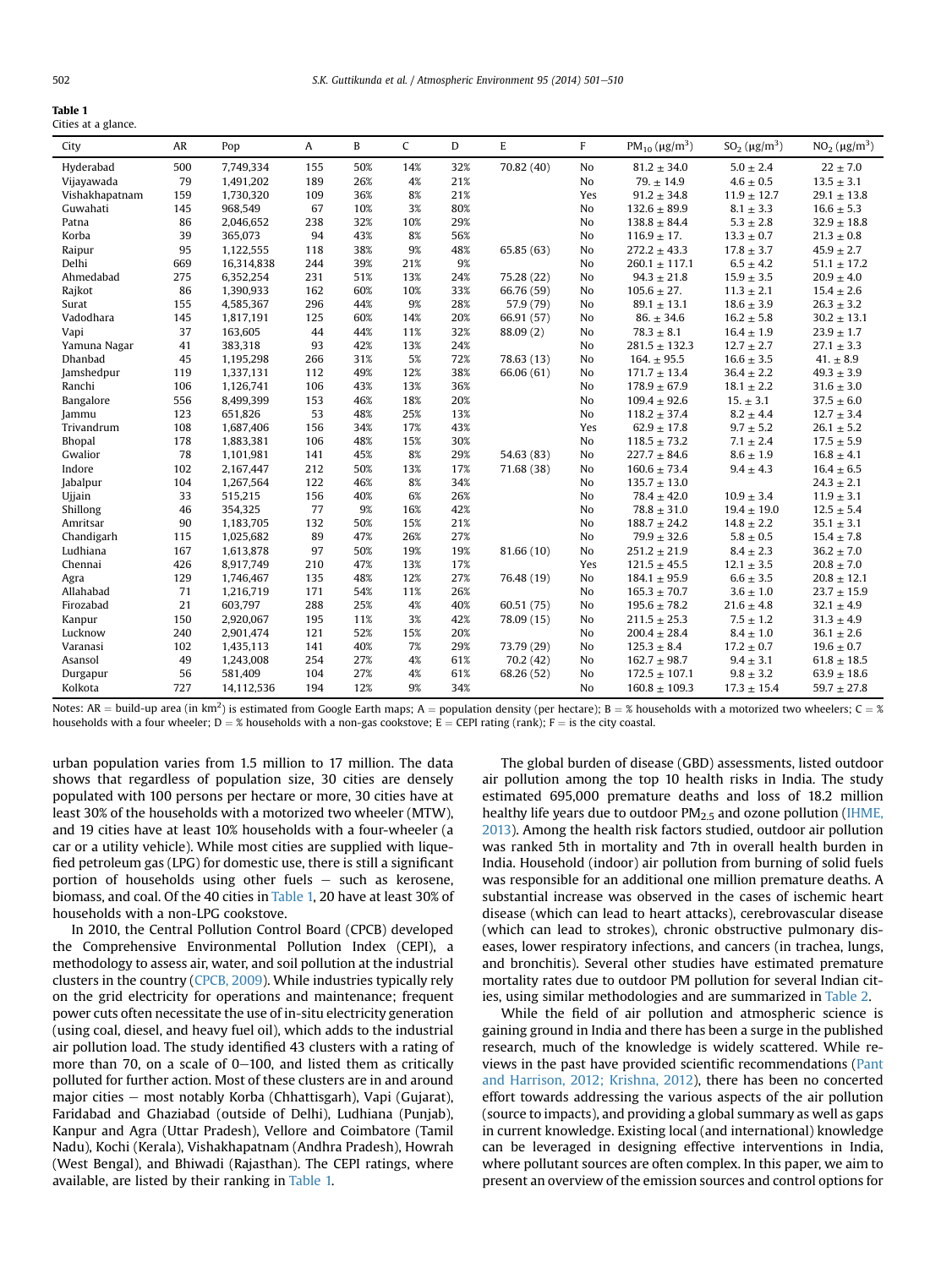**Table 1**
Cities at a glance.

| City | AR | Pop | A | B | C | D | E | F | $PM_{10}$ ($\mu g/m^3$) | $SO_2$ ($\mu g/m^3$) | $NO_2$ ($\mu g/m^3$) |
|---|---|---|---|---|---|---|---|---|---|---|---|
| Hyderabad | 500 | 7,749,334 | 155 | 50% | 14% | 32% | 70.82 (40) | No | 81.2 ± 34.0 | 5.0 ± 2.4 | 22 ± 7.0 |
| Vijayawada | 79 | 1,491,202 | 189 | 26% | 4% | 21% | | No | 79. ± 14.9 | 4.6 ± 0.5 | 13.5 ± 3.1 |
| Vishakhapatnam | 159 | 1,730,320 | 109 | 36% | 8% | 21% | | Yes | 91.2 ± 34.8 | 11.9 ± 12.7 | 29.1 ± 13.8 |
| Guwahati | 145 | 968,549 | 67 | 10% | 3% | 80% | | No | 132.6 ± 89.9 | 8.1 ± 3.3 | 16.6 ± 5.3 |
| Patna | 86 | 2,046,652 | 238 | 32% | 10% | 29% | | No | 138.8 ± 84.4 | 5.3 ± 2.8 | 32.9 ± 18.8 |
| Korba | 39 | 365,073 | 94 | 43% | 8% | 56% | | No | 116.9 ± 17. | 13.3 ± 0.7 | 21.3 ± 0.8 |
| Raipur | 95 | 1,122,555 | 118 | 38% | 9% | 48% | 65.85 (63) | No | 272.2 ± 43.3 | 17.8 ± 3.7 | 45.9 ± 2.7 |
| Delhi | 669 | 16,314,838 | 244 | 39% | 21% | 9% | | No | 260.1 ± 117.1 | 6.5 ± 4.2 | 51.1 ± 17.2 |
| Ahmedabad | 275 | 6,352,254 | 231 | 51% | 13% | 24% | 75.28 (22) | No | 94.3 ± 21.8 | 15.9 ± 3.5 | 20.9 ± 4.0 |
| Rajkot | 86 | 1,390,933 | 162 | 60% | 10% | 33% | 66.76 (59) | No | 105.6 ± 27. | 11.3 ± 2.1 | 15.4 ± 2.6 |
| Surat | 155 | 4,585,367 | 296 | 44% | 9% | 28% | 57.9 (79) | No | 89.1 ± 13.1 | 18.6 ± 3.9 | 26.3 ± 3.2 |
| Vadodhara | 145 | 1,817,191 | 125 | 60% | 14% | 20% | 66.91 (57) | No | 86. ± 34.6 | 16.2 ± 5.8 | 30.2 ± 13.1 |
| Vapi | 37 | 163,605 | 44 | 44% | 11% | 32% | 88.09 (2) | No | 78.3 ± 8.1 | 16.4 ± 1.9 | 23.9 ± 1.7 |
| Yamuna Nagar | 41 | 383,318 | 93 | 42% | 13% | 24% | | No | 281.5 ± 132.3 | 12.7 ± 2.7 | 27.1 ± 3.3 |
| Dhanbad | 45 | 1,195,298 | 266 | 31% | 5% | 72% | 78.63 (13) | No | 164. ± 95.5 | 16.6 ± 3.5 | 41. ± 8.9 |
| Jamshedpur | 119 | 1,337,131 | 112 | 49% | 12% | 38% | 66.06 (61) | No | 171.7 ± 13.4 | 36.4 ± 2.2 | 49.3 ± 3.9 |
| Ranchi | 106 | 1,126,741 | 106 | 43% | 13% | 36% | | No | 178.9 ± 67.9 | 18.1 ± 2.2 | 31.6 ± 3.0 |
| Bangalore | 556 | 8,499,399 | 153 | 46% | 18% | 20% | | No | 109.4 ± 92.6 | 15. ± 3.1 | 37.5 ± 6.0 |
| Jammu | 123 | 651,826 | 53 | 48% | 25% | 13% | | No | 118.2 ± 37.4 | 8.2 ± 4.4 | 12.7 ± 3.4 |
| Trivandrum | 108 | 1,687,406 | 156 | 34% | 17% | 43% | | Yes | 62.9 ± 17.8 | 9.7 ± 5.2 | 26.1 ± 5.2 |
| Bhopal | 178 | 1,883,381 | 106 | 48% | 15% | 30% | | No | 118.5 ± 73.2 | 7.1 ± 2.4 | 17.5 ± 5.9 |
| Gwalior | 78 | 1,101,981 | 141 | 45% | 8% | 29% | 54.63 (83) | No | 227.7 ± 84.6 | 8.6 ± 1.9 | 16.8 ± 4.1 |
| Indore | 102 | 2,167,447 | 212 | 50% | 13% | 17% | 71.68 (38) | No | 160.6 ± 73.4 | 9.4 ± 4.3 | 16.4 ± 6.5 |
| Jabalpur | 104 | 1,267,564 | 122 | 46% | 8% | 34% | | No | 135.7 ± 13.0 | | 24.3 ± 2.1 |
| Ujjain | 33 | 515,215 | 156 | 40% | 6% | 26% | | No | 78.4 ± 42.0 | 10.9 ± 3.4 | 11.9 ± 3.1 |
| Shillong | 46 | 354,325 | 77 | 9% | 16% | 42% | | No | 78.8 ± 31.0 | 19.4 ± 19.0 | 12.5 ± 5.4 |
| Amritsar | 90 | 1,183,705 | 132 | 50% | 15% | 21% | | No | 188.7 ± 24.2 | 14.8 ± 2.2 | 35.1 ± 3.1 |
| Chandigarh | 115 | 1,025,682 | 89 | 47% | 26% | 27% | | No | 79.9 ± 32.6 | 5.8 ± 0.5 | 15.4 ± 7.8 |
| Ludhiana | 167 | 1,613,878 | 97 | 50% | 19% | 19% | 81.66 (10) | No | 251.2 ± 21.9 | 8.4 ± 2.3 | 36.2 ± 7.0 |
| Chennai | 426 | 8,917,749 | 210 | 47% | 13% | 17% | | Yes | 121.5 ± 45.5 | 12.1 ± 3.5 | 20.8 ± 7.0 |
| Agra | 129 | 1,746,467 | 135 | 48% | 12% | 27% | 76.48 (19) | No | 184.1 ± 95.9 | 6.6 ± 3.5 | 20.8 ± 12.1 |
| Allahabad | 71 | 1,216,719 | 171 | 54% | 11% | 26% | | No | 165.3 ± 70.7 | 3.6 ± 1.0 | 23.7 ± 15.9 |
| Firozabad | 21 | 603,797 | 288 | 25% | 4% | 40% | 60.51 (75) | No | 195.6 ± 78.2 | 21.6 ± 4.8 | 32.1 ± 4.9 |
| Kanpur | 150 | 2,920,067 | 195 | 11% | 3% | 42% | 78.09 (15) | No | 211.5 ± 25.3 | 7.5 ± 1.2 | 31.3 ± 4.9 |
| Lucknow | 240 | 2,901,474 | 121 | 52% | 15% | 20% | | No | 200.4 ± 28.4 | 8.4 ± 1.0 | 36.1 ± 2.6 |
| Varanasi | 102 | 1,435,113 | 141 | 40% | 7% | 29% | 73.79 (29) | No | 125.3 ± 8.4 | 17.2 ± 0.7 | 19.6 ± 0.7 |
| Asansol | 49 | 1,243,008 | 254 | 27% | 4% | 61% | 70.2 (42) | No | 162.7 ± 98.7 | 9.4 ± 3.1 | 61.8 ± 18.5 |
| Durgapur | 56 | 581,409 | 104 | 27% | 4% | 61% | 68.26 (52) | No | 172.5 ± 107.1 | 9.8 ± 3.2 | 63.9 ± 18.6 |
| Kolkota | 727 | 14,112,536 | 194 | 12% | 9% | 34% | | No | 160.8 ± 109.3 | 17.3 ± 15.4 | 59.7 ± 27.8 |

Notes: AR = build-up area (in $km^2$) is estimated from Google Earth maps; A = population density (per hectare); B = % households with a motorized two wheelers; C = % households with a four wheeler; D = % households with a non-gas cookstove; E = CEPI rating (rank); F = is the city coastal.

urban population varies from 1.5 million to 17 million. The data shows that regardless of population size, 30 cities are densely populated with 100 persons per hectare or more, 30 cities have at least 30% of the households with a motorized two wheeler (MTW), and 19 cities have at least 10% households with a four-wheeler (a car or a utility vehicle). While most cities are supplied with liquefied petroleum gas (LPG) for domestic use, there is still a significant portion of households using other fuels – such as kerosene, biomass, and coal. Of the 40 cities in Table 1, 20 have at least 30% of households with a non-LPG cookstove.

In 2010, the Central Pollution Control Board (CPCB) developed the Comprehensive Environmental Pollution Index (CEPI), a methodology to assess air, water, and soil pollution at the industrial clusters in the country (CPCB, 2009). While industries typically rely on the grid electricity for operations and maintenance; frequent power cuts often necessitate the use of in-situ electricity generation (using coal, diesel, and heavy fuel oil), which adds to the industrial air pollution load. The study identified 43 clusters with a rating of more than 70, on a scale of 0–100, and listed them as critically polluted for further action. Most of these clusters are in and around major cities – most notably Korba (Chhattisgarh), Vapi (Gujarat), Faridabad and Ghaziabad (outside of Delhi), Ludhiana (Punjab), Kanpur and Agra (Uttar Pradesh), Vellore and Coimbatore (Tamil Nadu), Kochi (Kerala), Vishakhapatnam (Andhra Pradesh), Howrah (West Bengal), and Bhiwadi (Rajasthan). The CEPI ratings, where available, are listed by their ranking in Table 1.

The global burden of disease (GBD) assessments, listed outdoor air pollution among the top 10 health risks in India. The study estimated 695,000 premature deaths and loss of 18.2 million healthy life years due to outdoor $PM_{2.5}$ and ozone pollution (IHME, 2013). Among the health risk factors studied, outdoor air pollution was ranked 5th in mortality and 7th in overall health burden in India. Household (indoor) air pollution from burning of solid fuels was responsible for an additional one million premature deaths. A substantial increase was observed in the cases of ischemic heart disease (which can lead to heart attacks), cerebrovascular disease (which can lead to strokes), chronic obstructive pulmonary diseases, lower respiratory infections, and cancers (in trachea, lungs, and bronchitis). Several other studies have estimated premature mortality rates due to outdoor PM pollution for several Indian cities, using similar methodologies and are summarized in Table 2.

While the field of air pollution and atmospheric science is gaining ground in India and there has been a surge in the published research, much of the knowledge is widely scattered. While reviews in the past have provided scientific recommendations (Pant and Harrison, 2012; Krishna, 2012), there has been no concerted effort towards addressing the various aspects of the air pollution (source to impacts), and providing a global summary as well as gaps in current knowledge. Existing local (and international) knowledge can be leveraged in designing effective interventions in India, where pollutant sources are often complex. In this paper, we aim to present an overview of the emission sources and control options for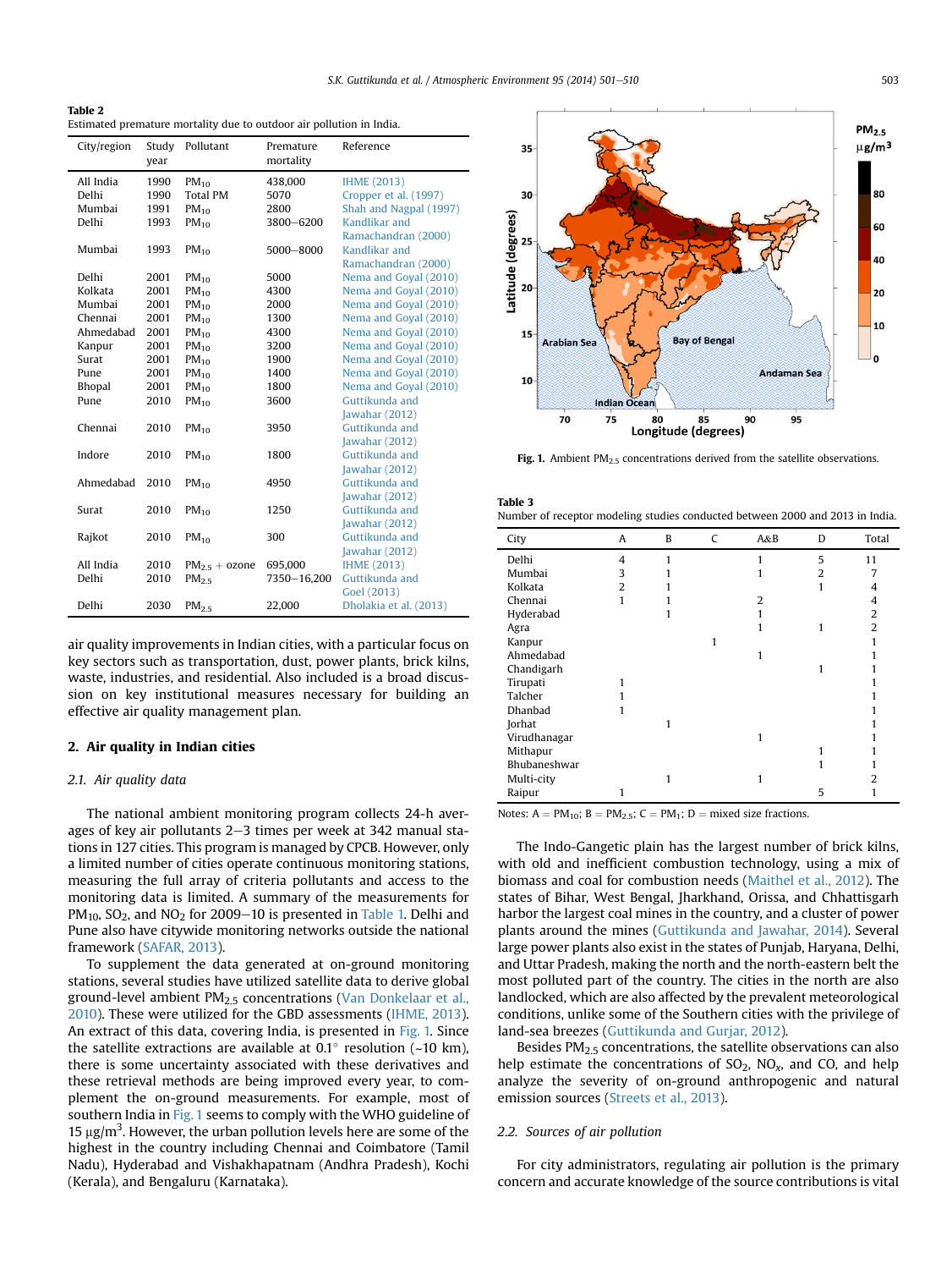**Table 2**
Estimated premature mortality due to outdoor air pollution in India.

| City/region | Study year | Pollutant | Premature mortality | Reference |
|---|---|---|---|---|
| All India | 1990 | $PM_{10}$ | 438,000 | IHME (2013) |
| Delhi | 1990 | Total PM | 5070 | Cropper et al. (1997) |
| Mumbai | 1991 | $PM_{10}$ | 2800 | Shah and Nagpal (1997) |
| Delhi | 1993 | $PM_{10}$ | 3800–6200 | Kandlikar and Ramachandran (2000) |
| Mumbai | 1993 | $PM_{10}$ | 5000–8000 | Kandlikar and Ramachandran (2000) |
| Delhi | 2001 | $PM_{10}$ | 5000 | Nema and Goyal (2010) |
| Kolkata | 2001 | $PM_{10}$ | 4300 | Nema and Goyal (2010) |
| Mumbai | 2001 | $PM_{10}$ | 2000 | Nema and Goyal (2010) |
| Chennai | 2001 | $PM_{10}$ | 1300 | Nema and Goyal (2010) |
| Ahmedabad | 2001 | $PM_{10}$ | 4300 | Nema and Goyal (2010) |
| Kanpur | 2001 | $PM_{10}$ | 3200 | Nema and Goyal (2010) |
| Surat | 2001 | $PM_{10}$ | 1900 | Nema and Goyal (2010) |
| Pune | 2001 | $PM_{10}$ | 1400 | Nema and Goyal (2010) |
| Bhopal | 2001 | $PM_{10}$ | 1800 | Nema and Goyal (2010) |
| Pune | 2010 | $PM_{10}$ | 3600 | Guttikunda and Jawahar (2012) |
| Chennai | 2010 | $PM_{10}$ | 3950 | Guttikunda and Jawahar (2012) |
| Indore | 2010 | $PM_{10}$ | 1800 | Guttikunda and Jawahar (2012) |
| Ahmedabad | 2010 | $PM_{10}$ | 4950 | Guttikunda and Jawahar (2012) |
| Surat | 2010 | $PM_{10}$ | 1250 | Guttikunda and Jawahar (2012) |
| Rajkot | 2010 | $PM_{10}$ | 300 | Guttikunda and Jawahar (2012) |
| All India | 2010 | $PM_{2.5}$ + ozone | 695,000 | IHME (2013) |
| Delhi | 2010 | $PM_{2.5}$ | 7350–16,200 | Guttikunda and Goel (2013) |
| Delhi | 2030 | $PM_{2.5}$ | 22,000 | Dholakia et al. (2013) |

air quality improvements in Indian cities, with a particular focus on key sectors such as transportation, dust, power plants, brick kilns, waste, industries, and residential. Also included is a broad discussion on key institutional measures necessary for building an effective air quality management plan.

## 2. Air quality in Indian cities

### 2.1. Air quality data

The national ambient monitoring program collects 24-h averages of key air pollutants 2–3 times per week at 342 manual stations in 127 cities. This program is managed by CPCB. However, only a limited number of cities operate continuous monitoring stations, measuring the full array of criteria pollutants and access to the monitoring data is limited. A summary of the measurements for $PM_{10}$, $SO_2$, and $NO_2$ for 2009–10 is presented in Table 1. Delhi and Pune also have citywide monitoring networks outside the national framework (SAFAR, 2013).

To supplement the data generated at on-ground monitoring stations, several studies have utilized satellite data to derive global ground-level ambient $PM_{2.5}$ concentrations (Van Donkelaar et al., 2010). These were utilized for the GBD assessments (IHME, 2013). An extract of this data, covering India, is presented in Fig. 1. Since the satellite extractions are available at 0.1° resolution (~10 km), there is some uncertainty associated with these derivatives and these retrieval methods are being improved every year, to complement the on-ground measurements. For example, most of southern India in Fig. 1 seems to comply with the WHO guideline of 15 $\mu g/m^3$. However, the urban pollution levels here are some of the highest in the country including Chennai and Coimbatore (Tamil Nadu), Hyderabad and Vishakhapatnam (Andhra Pradesh), Kochi (Kerala), and Bengaluru (Karnataka).

**Fig. 1.** Ambient $PM_{2.5}$ concentrations derived from the satellite observations.

**Table 3**
Number of receptor modeling studies conducted between 2000 and 2013 in India.

| City | A | B | C | A&B | D | Total |
|---|---|---|---|---|---|---|
| Delhi | 4 | 1 | | 1 | 5 | 11 |
| Mumbai | 3 | 1 | | 1 | 2 | 7 |
| Kolkata | 2 | 1 | | | 1 | 4 |
| Chennai | 1 | 1 | | 2 | | 4 |
| Hyderabad | | 1 | | 1 | | 2 |
| Agra | | | | 1 | 1 | 2 |
| Kanpur | | | 1 | | | 1 |
| Ahmedabad | | | | 1 | | 1 |
| Chandigarh | | | | | 1 | 1 |
| Tirupati | 1 | | | | | 1 |
| Talcher | 1 | | | | | 1 |
| Dhanbad | 1 | | | | | 1 |
| Jorhat | | 1 | | | | 1 |
| Virudhanagar | | | | 1 | | 1 |
| Mithapur | | | | | 1 | 1 |
| Bhubaneshwar | | | | | 1 | 1 |
| Multi-city | | 1 | | 1 | | 2 |
| Raipur | 1 | | | | 5 | 1 |

Notes: A = $PM_{10}$; B = $PM_{2.5}$; C = $PM_1$; D = mixed size fractions.

The Indo-Gangetic plain has the largest number of brick kilns, with old and inefficient combustion technology, using a mix of biomass and coal for combustion needs (Maithel et al., 2012). The states of Bihar, West Bengal, Jharkhand, Orissa, and Chhattisgarh harbor the largest coal mines in the country, and a cluster of power plants around the mines (Guttikunda and Jawahar, 2012). Several large power plants also exist in the states of Punjab, Haryana, Delhi, and Uttar Pradesh, making the north and the north-eastern belt the most polluted part of the country. The cities in the north are also landlocked, which are also affected by the prevalent meteorological conditions, unlike some of the Southern cities with the privilege of land-sea breezes (Guttikunda and Gurjar, 2012).

Besides $PM_{2.5}$ concentrations, the satellite observations can also help estimate the concentrations of $SO_2$, $NO_x$, and CO, and help analyze the severity of on-ground anthropogenic and natural emission sources (Streets et al., 2013).

### 2.2. Sources of air pollution

For city administrators, regulating air pollution is the primary concern and accurate knowledge of the source contributions is vital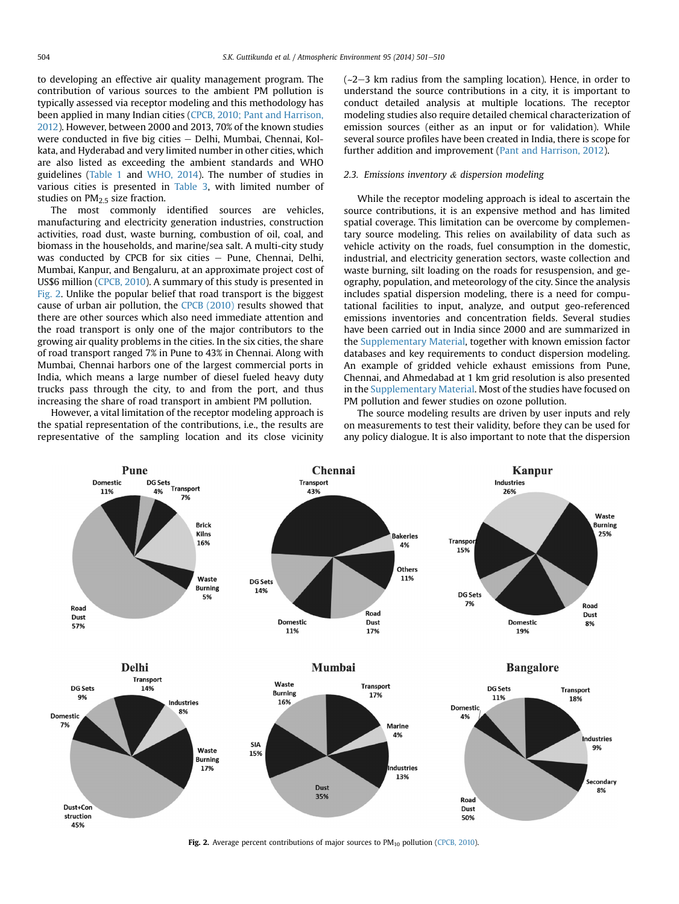to developing an effective air quality management program. The contribution of various sources to the ambient PM pollution is typically assessed via receptor modeling and this methodology has been applied in many Indian cities (CPCB, 2010; Pant and Harrison, 2012). However, between 2000 and 2013, 70% of the known studies were conducted in five big cities – Delhi, Mumbai, Chennai, Kolkata, and Hyderabad and very limited number in other cities, which are also listed as exceeding the ambient standards and WHO guidelines (Table 1 and WHO, 2014). The number of studies in various cities is presented in Table 3, with limited number of studies on $PM_{2.5}$ size fraction.

The most commonly identified sources are vehicles, manufacturing and electricity generation industries, construction activities, road dust, waste burning, combustion of oil, coal, and biomass in the households, and marine/sea salt. A multi-city study was conducted by CPCB for six cities – Pune, Chennai, Delhi, Mumbai, Kanpur, and Bengaluru, at an approximate project cost of US$6 million (CPCB, 2010). A summary of this study is presented in Fig. 2. Unlike the popular belief that road transport is the biggest cause of urban air pollution, the CPCB (2010) results showed that there are other sources which also need immediate attention and the road transport is only one of the major contributors to the growing air quality problems in the cities. In the six cities, the share of road transport ranged 7% in Pune to 43% in Chennai. Along with Mumbai, Chennai harbors one of the largest commercial ports in India, which means a large number of diesel fueled heavy duty trucks pass through the city, to and from the port, and thus increasing the share of road transport in ambient PM pollution.

However, a vital limitation of the receptor modeling approach is the spatial representation of the contributions, i.e., the results are representative of the sampling location and its close vicinity (~2–3 km radius from the sampling location). Hence, in order to understand the source contributions in a city, it is important to conduct detailed analysis at multiple locations. The receptor modeling studies also require detailed chemical characterization of emission sources (either as an input or for validation). While several source profiles have been created in India, there is scope for further addition and improvement (Pant and Harrison, 2012).

### 2.3. Emissions inventory & dispersion modeling

While the receptor modeling approach is ideal to ascertain the source contributions, it is an expensive method and has limited spatial coverage. This limitation can be overcome by complementary source modeling. This relies on availability of data such as vehicle activity on the roads, fuel consumption in the domestic, industrial, and electricity generation sectors, waste collection and waste burning, silt loading on the roads for resuspension, and geography, population, and meteorology of the city. Since the analysis includes spatial dispersion modeling, there is a need for computational facilities to input, analyze, and output geo-referenced emissions inventories and concentration fields. Several studies have been carried out in India since 2000 and are summarized in the Supplementary Material, together with known emission factor databases and key requirements to conduct dispersion modeling. An example of gridded vehicle exhaust emissions from Pune, Chennai, and Ahmedabad at 1 km grid resolution is also presented in the Supplementary Material. Most of the studies have focused on PM pollution and fewer studies on ozone pollution.

The source modeling results are driven by user inputs and rely on measurements to test their validity, before they can be used for any policy dialogue. It is also important to note that the dispersion

Pune
Domestic 11%
DG Sets 4%
Transport 7%
Brick Kilns 16%
Waste Burning 5%
Road Dust 57%

Chennai
Transport 43%
Bakeries 4%
Others 11%
Road Dust 17%
Domestic 11%
DG Sets 14%

Kanpur
Industries 26%
Waste Burning 25%
Road Dust 8%
Domestic 19%
DG Sets 7%
Transport 15%

Delhi
Transport 14%
Industries 8%
Waste Burning 17%
Dust+Construction 45%
Domestic 7%
DG Sets 9%

Mumbai
Waste Burning 16%
Transport 17%
Marine 4%
Industries 13%
Dust 35%
SIA 15%

Bangalore
DG Sets 11%
Transport 18%
Industries 9%
Secondary 8%
Road Dust 50%
Domestic 4%

**Fig. 2.** Average percent contributions of major sources to $PM_{10}$ pollution (CPCB, 2010).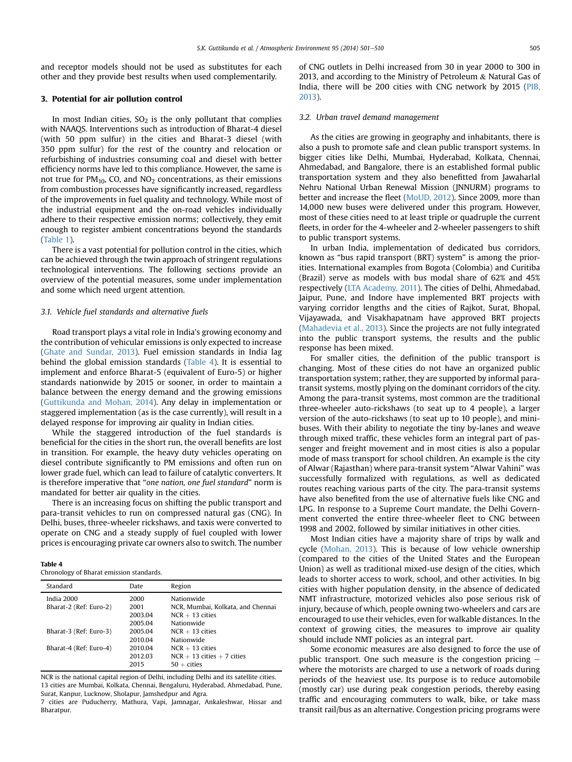and receptor models should not be used as substitutes for each other and they provide best results when used complementarily.

## 3. Potential for air pollution control

In most Indian cities, $SO_2$ is the only pollutant that complies with NAAQS. Interventions such as introduction of Bharat-4 diesel (with 50 ppm sulfur) in the cities and Bharat-3 diesel (with 350 ppm sulfur) for the rest of the country and relocation or refurbishing of industries consuming coal and diesel with better efficiency norms have led to this compliance. However, the same is not true for $PM_{10}$, CO, and $NO_2$ concentrations, as their emissions from combustion processes have significantly increased, regardless of the improvements in fuel quality and technology. While most of the industrial equipment and the on-road vehicles individually adhere to their respective emission norms; collectively, they emit enough to register ambient concentrations beyond the standards (Table 1).

There is a vast potential for pollution control in the cities, which can be achieved through the twin approach of stringent regulations technological interventions. The following sections provide an overview of the potential measures, some under implementation and some which need urgent attention.

### 3.1. Vehicle fuel standards and alternative fuels

Road transport plays a vital role in India's growing economy and the contribution of vehicular emissions is only expected to increase (Ghate and Sundar, 2013). Fuel emission standards in India lag behind the global emission standards (Table 4). It is essential to implement and enforce Bharat-5 (equivalent of Euro-5) or higher standards nationwide by 2015 or sooner, in order to maintain a balance between the energy demand and the growing emissions (Guttikunda and Mohan, 2014). Any delay in implementation or staggered implementation (as is the case currently), will result in a delayed response for improving air quality in Indian cities.

While the staggered introduction of the fuel standards is beneficial for the cities in the short run, the overall benefits are lost in transition. For example, the heavy duty vehicles operating on diesel contribute significantly to PM emissions and often run on lower grade fuel, which can lead to failure of catalytic converters. It is therefore imperative that "*one nation, one fuel standard*" norm is mandated for better air quality in the cities.

There is an increasing focus on shifting the public transport and para-transit vehicles to run on compressed natural gas (CNG). In Delhi, buses, three-wheeler rickshaws, and taxis were converted to operate on CNG and a steady supply of fuel coupled with lower prices is encouraging private car owners also to switch. The number of CNG outlets in Delhi increased from 30 in year 2000 to 300 in 2013, and according to the Ministry of Petroleum & Natural Gas of India, there will be 200 cities with CNG network by 2015 (PIB, 2013).

**Table 4**
Chronology of Bharat emission standards.

| Standard | Date | Region |
|---|---|---|
| India 2000 | 2000 | Nationwide |
| Bharat-2 (Ref: Euro-2) | 2001 | NCR, Mumbai, Kolkata, and Chennai |
| | 2003.04 | NCR + 13 cities |
| | 2005.04 | Nationwide |
| Bharat-3 (Ref: Euro-3) | 2005.04 | NCR + 13 cities |
| | 2010.04 | Nationwide |
| Bharat-4 (Ref: Euro-4) | 2010.04 | NCR + 13 cities |
| | 2012.03 | NCR + 13 cities + 7 cities |
| | 2015 | 50 + cities |

NCR is the national capital region of Delhi, including Delhi and its satellite cities.
13 cities are Mumbai, Kolkata, Chennai, Bengaluru, Hyderabad, Ahmedabad, Pune, Surat, Kanpur, Lucknow, Sholapur, Jamshedpur and Agra.
7 cities are Puducherry, Mathura, Vapi, Jamnagar, Ankaleshwar, Hissar and Bharatpur.

### 3.2. Urban travel demand management

As the cities are growing in geography and inhabitants, there is also a push to promote safe and clean public transport systems. In bigger cities like Delhi, Mumbai, Hyderabad, Kolkata, Chennai, Ahmedabad, and Bangalore, there is an established formal public transportation system and they also benefitted from Jawaharlal Nehru National Urban Renewal Mission (JNNURM) programs to better and increase the fleet (MoUD, 2012). Since 2009, more than 14,000 new buses were delivered under this program. However, most of these cities need to at least triple or quadruple the current fleets, in order for the 4-wheeler and 2-wheeler passengers to shift to public transport systems.

In urban India, implementation of dedicated bus corridors, known as "bus rapid transport (BRT) system" is among the priorities. International examples from Bogota (Colombia) and Curitiba (Brazil) serve as models with bus modal share of 62% and 45% respectively (LTA Academy, 2011). The cities of Delhi, Ahmedabad, Jaipur, Pune, and Indore have implemented BRT projects with varying corridor lengths and the cities of Rajkot, Surat, Bhopal, Vijayawada, and Visakhapatnam have approved BRT projects (Mahadevia et al., 2013). Since the projects are not fully integrated into the public transport systems, the results and the public response has been mixed.

For smaller cities, the definition of the public transport is changing. Most of these cities do not have an organized public transportation system; rather, they are supported by informal para-transit systems, mostly plying on the dominant corridors of the city. Among the para-transit systems, most common are the traditional three-wheeler auto-rickshaws (to seat up to 4 people), a larger version of the auto-rickshaws (to seat up to 10 people), and mini-buses. With their ability to negotiate the tiny by-lanes and weave through mixed traffic, these vehicles form an integral part of passenger and freight movement and in most cities is also a popular mode of mass transport for school children. An example is the city of Alwar (Rajasthan) where para-transit system "Alwar Vahini" was successfully formalized with regulations, as well as dedicated routes reaching various parts of the city. The para-transit systems have also benefited from the use of alternative fuels like CNG and LPG. In response to a Supreme Court mandate, the Delhi Government converted the entire three-wheeler fleet to CNG between 1998 and 2002, followed by similar initiatives in other cities.

Most Indian cities have a majority share of trips by walk and cycle (Mohan, 2013). This is because of low vehicle ownership (compared to the cities of the United States and the European Union) as well as traditional mixed-use design of the cities, which leads to shorter access to work, school, and other activities. In big cities with higher population density, in the absence of dedicated NMT infrastructure, motorized vehicles also pose serious risk of injury, because of which, people owning two-wheelers and cars are encouraged to use their vehicles, even for walkable distances. In the context of growing cities, the measures to improve air quality should include NMT policies as an integral part.

Some economic measures are also designed to force the use of public transport. One such measure is the congestion pricing – where the motorists are charged to use a network of roads during periods of the heaviest use. Its purpose is to reduce automobile (mostly car) use during peak congestion periods, thereby easing traffic and encouraging commuters to walk, bike, or take mass transit rail/bus as an alternative. Congestion pricing programs were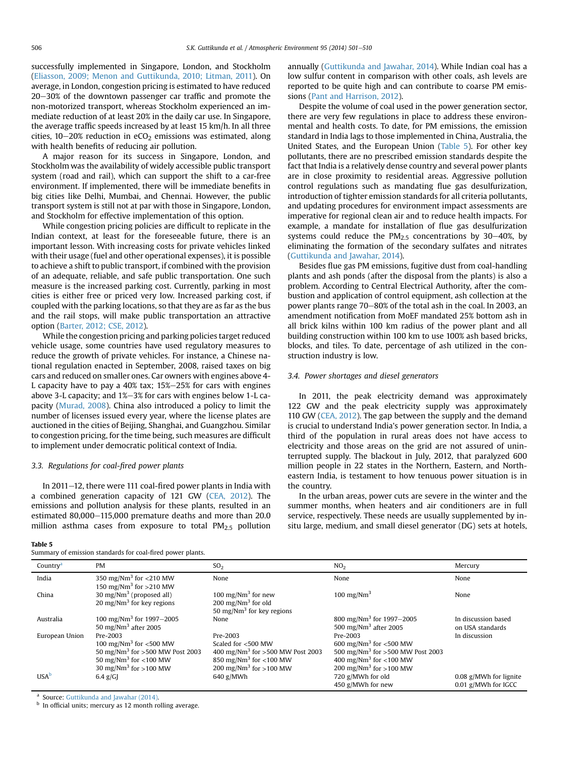successfully implemented in Singapore, London, and Stockholm (Eliasson, 2009; Menon and Guttikunda, 2010; Litman, 2011). On average, in London, congestion pricing is estimated to have reduced 20–30% of the downtown passenger car traffic and promote the non-motorized transport, whereas Stockholm experienced an immediate reduction of at least 20% in the daily car use. In Singapore, the average traffic speeds increased by at least 15 km/h. In all three cities, 10–20% reduction in $eCO_2$ emissions was estimated, along with health benefits of reducing air pollution.

A major reason for its success in Singapore, London, and Stockholm was the availability of widely accessible public transport system (road and rail), which can support the shift to a car-free environment. If implemented, there will be immediate benefits in big cities like Delhi, Mumbai, and Chennai. However, the public transport system is still not at par with those in Singapore, London, and Stockholm for effective implementation of this option.

While congestion pricing policies are difficult to replicate in the Indian context, at least for the foreseeable future, there is an important lesson. With increasing costs for private vehicles linked with their usage (fuel and other operational expenses), it is possible to achieve a shift to public transport, if combined with the provision of an adequate, reliable, and safe public transportation. One such measure is the increased parking cost. Currently, parking in most cities is either free or priced very low. Increased parking cost, if coupled with the parking locations, so that they are as far as the bus and the rail stops, will make public transportation an attractive option (Barter, 2012; CSE, 2012).

While the congestion pricing and parking policies target reduced vehicle usage, some countries have used regulatory measures to reduce the growth of private vehicles. For instance, a Chinese national regulation enacted in September, 2008, raised taxes on big cars and reduced on smaller ones. Car owners with engines above 4-L capacity have to pay a 40% tax; 15%–25% for cars with engines above 3-L capacity; and 1%–3% for cars with engines below 1-L capacity (Murad, 2008). China also introduced a policy to limit the number of licenses issued every year, where the license plates are auctioned in the cities of Beijing, Shanghai, and Guangzhou. Similar to congestion pricing, for the time being, such measures are difficult to implement under democratic political context of India.

### 3.3. Regulations for coal-fired power plants

In 2011–12, there were 111 coal-fired power plants in India with a combined generation capacity of 121 GW (CEA, 2012). The emissions and pollution analysis for these plants, resulted in an estimated 80,000–115,000 premature deaths and more than 20.0 million asthma cases from exposure to total $PM_{2.5}$ pollution annually (Guttikunda and Jawahar, 2014). While Indian coal has a low sulfur content in comparison with other coals, ash levels are reported to be quite high and can contribute to coarse PM emissions (Pant and Harrison, 2012).

Despite the volume of coal used in the power generation sector, there are very few regulations in place to address these environmental and health costs. To date, for PM emissions, the emission standard in India lags to those implemented in China, Australia, the United States, and the European Union (Table 5). For other key pollutants, there are no prescribed emission standards despite the fact that India is a relatively dense country and several power plants are in close proximity to residential areas. Aggressive pollution control regulations such as mandating flue gas desulfurization, introduction of tighter emission standards for all criteria pollutants, and updating procedures for environment impact assessments are imperative for regional clean air and to reduce health impacts. For example, a mandate for installation of flue gas desulfurization systems could reduce the $PM_{2.5}$ concentrations by 30–40%, by eliminating the formation of the secondary sulfates and nitrates (Guttikunda and Jawahar, 2014).

Besides flue gas PM emissions, fugitive dust from coal-handling plants and ash ponds (after the disposal from the plants) is also a problem. According to Central Electrical Authority, after the combustion and application of control equipment, ash collection at the power plants range 70–80% of the total ash in the coal. In 2003, an amendment notification from MoEF mandated 25% bottom ash in all brick kilns within 100 km radius of the power plant and all building construction within 100 km to use 100% ash based bricks, blocks, and tiles. To date, percentage of ash utilized in the construction industry is low.

### 3.4. Power shortages and diesel generators

In 2011, the peak electricity demand was approximately 122 GW and the peak electricity supply was approximately 110 GW (CEA, 2012). The gap between the supply and the demand is crucial to understand India's power generation sector. In India, a third of the population in rural areas does not have access to electricity and those areas on the grid are not assured of uninterrupted supply. The blackout in July, 2012, that paralyzed 600 million people in 22 states in the Northern, Eastern, and Northeastern India, is testament to how tenuous power situation is in the country.

In the urban areas, power cuts are severe in the winter and the summer months, when heaters and air conditioners are in full service, respectively. These needs are usually supplemented by in-situ large, medium, and small diesel generator (DG) sets at hotels,

**Table 5**
Summary of emission standards for coal-fired power plants.

| Country[a] | PM | $SO_2$ | $NO_2$ | Mercury |
|---|---|---|---|---|
| India | 350 mg/Nm$^3$ for <210 MW<br>150 mg/Nm$^3$ for >210 MW | None | None | None |
| China | 30 mg/Nm$^3$ (proposed all)<br>20 mg/Nm$^3$ for key regions | 100 mg/Nm$^3$ for new<br>200 mg/Nm$^3$ for old<br>50 mg/Nm$^3$ for key regions | 100 mg/Nm$^3$ | None |
| Australia | 100 mg/Nm$^3$ for 1997–2005<br>50 mg/Nm$^3$ after 2005 | None | 800 mg/Nm$^3$ for 1997–2005<br>500 mg/Nm$^3$ after 2005 | In discussion based on USA standards |
| European Union | Pre-2003<br>100 mg/Nm$^3$ for <500 MW<br>50 mg/Nm$^3$ for >500 MW Post 2003<br>50 mg/Nm$^3$ for <100 MW<br>30 mg/Nm$^3$ for >100 MW | Pre-2003<br>Scaled for <500 MW<br>400 mg/Nm$^3$ for >500 MW Post 2003<br>850 mg/Nm$^3$ for <100 MW<br>200 mg/Nm$^3$ for >100 MW | Pre-2003<br>600 mg/Nm$^3$ for <500 MW<br>500 mg/Nm$^3$ for >500 MW Post 2003<br>400 mg/Nm$^3$ for <100 MW<br>200 mg/Nm$^3$ for >100 MW | In discussion |
| USA[b] | 6.4 g/GJ | 640 g/MWh | 720 g/MWh for old<br>450 g/MWh for new | 0.08 g/MWh for lignite<br>0.01 g/MWh for IGCC |

[a] Source: Guttikunda and Jawahar (2014).
[b] In official units; mercury as 12 month rolling average.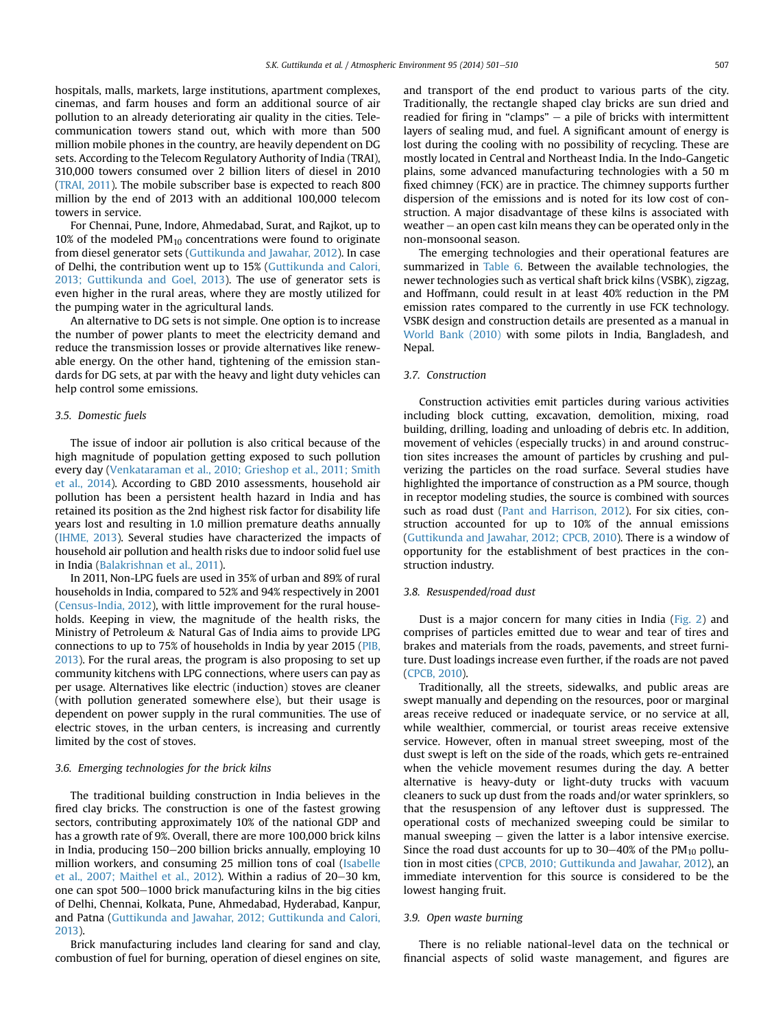hospitals, malls, markets, large institutions, apartment complexes, cinemas, and farm houses and form an additional source of air pollution to an already deteriorating air quality in the cities. Telecommunication towers stand out, which with more than 500 million mobile phones in the country, are heavily dependent on DG sets. According to the Telecom Regulatory Authority of India (TRAI), 310,000 towers consumed over 2 billion liters of diesel in 2010 (TRAI, 2011). The mobile subscriber base is expected to reach 800 million by the end of 2013 with an additional 100,000 telecom towers in service.

For Chennai, Pune, Indore, Ahmedabad, Surat, and Rajkot, up to 10% of the modeled $PM_{10}$ concentrations were found to originate from diesel generator sets (Guttikunda and Jawahar, 2012). In case of Delhi, the contribution went up to 15% (Guttikunda and Calori, 2013; Guttikunda and Goel, 2013). The use of generator sets is even higher in the rural areas, where they are mostly utilized for the pumping water in the agricultural lands.

An alternative to DG sets is not simple. One option is to increase the number of power plants to meet the electricity demand and reduce the transmission losses or provide alternatives like renewable energy. On the other hand, tightening of the emission standards for DG sets, at par with the heavy and light duty vehicles can help control some emissions.

### 3.5. Domestic fuels

The issue of indoor air pollution is also critical because of the high magnitude of population getting exposed to such pollution every day (Venkataraman et al., 2010; Grieshop et al., 2011; Smith et al., 2014). According to GBD 2010 assessments, household air pollution has been a persistent health hazard in India and has retained its position as the 2nd highest risk factor for disability life years lost and resulting in 1.0 million premature deaths annually (IHME, 2013). Several studies have characterized the impacts of household air pollution and health risks due to indoor solid fuel use in India (Balakrishnan et al., 2011).

In 2011, Non-LPG fuels are used in 35% of urban and 89% of rural households in India, compared to 52% and 94% respectively in 2001 (Census-India, 2012), with little improvement for the rural households. Keeping in view, the magnitude of the health risks, the Ministry of Petroleum & Natural Gas of India aims to provide LPG connections to up to 75% of households in India by year 2015 (PIB, 2013). For the rural areas, the program is also proposing to set up community kitchens with LPG connections, where users can pay as per usage. Alternatives like electric (induction) stoves are cleaner (with pollution generated somewhere else), but their usage is dependent on power supply in the rural communities. The use of electric stoves, in the urban centers, is increasing and currently limited by the cost of stoves.

### 3.6. Emerging technologies for the brick kilns

The traditional building construction in India believes in the fired clay bricks. The construction is one of the fastest growing sectors, contributing approximately 10% of the national GDP and has a growth rate of 9%. Overall, there are more 100,000 brick kilns in India, producing 150–200 billion bricks annually, employing 10 million workers, and consuming 25 million tons of coal (Isabelle et al., 2007; Maithel et al., 2012). Within a radius of 20–30 km, one can spot 500–1000 brick manufacturing kilns in the big cities of Delhi, Chennai, Kolkata, Pune, Ahmedabad, Hyderabad, Kanpur, and Patna (Guttikunda and Jawahar, 2012; Guttikunda and Calori, 2013).

Brick manufacturing includes land clearing for sand and clay, combustion of fuel for burning, operation of diesel engines on site, and transport of the end product to various parts of the city. Traditionally, the rectangle shaped clay bricks are sun dried and readied for firing in "clamps" – a pile of bricks with intermittent layers of sealing mud, and fuel. A significant amount of energy is lost during the cooling with no possibility of recycling. These are mostly located in Central and Northeast India. In the Indo-Gangetic plains, some advanced manufacturing technologies with a 50 m fixed chimney (FCK) are in practice. The chimney supports further dispersion of the emissions and is noted for its low cost of construction. A major disadvantage of these kilns is associated with weather – an open cast kiln means they can be operated only in the non-monsoonal season.

The emerging technologies and their operational features are summarized in Table 6. Between the available technologies, the newer technologies such as vertical shaft brick kilns (VSBK), zigzag, and Hoffmann, could result in at least 40% reduction in the PM emission rates compared to the currently in use FCK technology. VSBK design and construction details are presented as a manual in World Bank (2010) with some pilots in India, Bangladesh, and Nepal.

### 3.7. Construction

Construction activities emit particles during various activities including block cutting, excavation, demolition, mixing, road building, drilling, loading and unloading of debris etc. In addition, movement of vehicles (especially trucks) in and around construction sites increases the amount of particles by crushing and pulverizing the particles on the road surface. Several studies have highlighted the importance of construction as a PM source, though in receptor modeling studies, the source is combined with sources such as road dust (Pant and Harrison, 2012). For six cities, construction accounted for up to 10% of the annual emissions (Guttikunda and Jawahar, 2012; CPCB, 2010). There is a window of opportunity for the establishment of best practices in the construction industry.

### 3.8. Resuspended/road dust

Dust is a major concern for many cities in India (Fig. 2) and comprises of particles emitted due to wear and tear of tires and brakes and materials from the roads, pavements, and street furniture. Dust loadings increase even further, if the roads are not paved (CPCB, 2010).

Traditionally, all the streets, sidewalks, and public areas are swept manually and depending on the resources, poor or marginal areas receive reduced or inadequate service, or no service at all, while wealthier, commercial, or tourist areas receive extensive service. However, often in manual street sweeping, most of the dust swept is left on the side of the roads, which gets re-entrained when the vehicle movement resumes during the day. A better alternative is heavy-duty or light-duty trucks with vacuum cleaners to suck up dust from the roads and/or water sprinklers, so that the resuspension of any leftover dust is suppressed. The operational costs of mechanized sweeping could be similar to manual sweeping – given the latter is a labor intensive exercise. Since the road dust accounts for up to 30–40% of the $PM_{10}$ pollution in most cities (CPCB, 2010; Guttikunda and Jawahar, 2012), an immediate intervention for this source is considered to be the lowest hanging fruit.

### 3.9. Open waste burning

There is no reliable national-level data on the technical or financial aspects of solid waste management, and figures are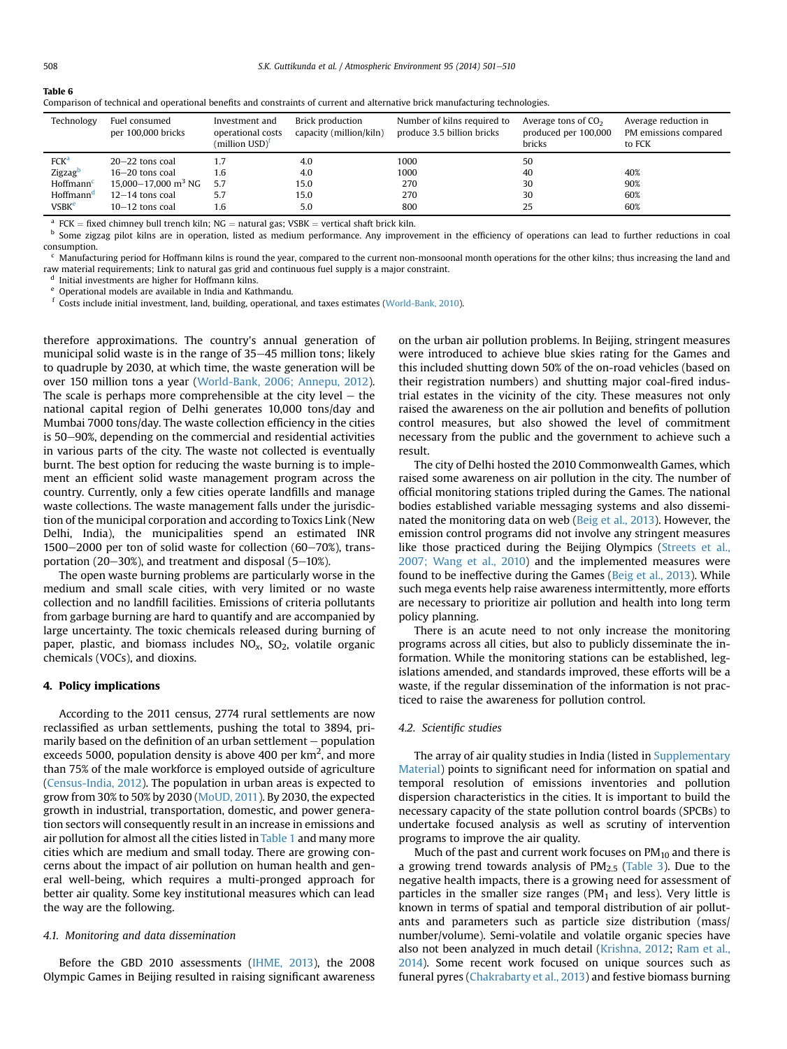**Table 6**
Comparison of technical and operational benefits and constraints of current and alternative brick manufacturing technologies.

| Technology | Fuel consumed per 100,000 bricks | Investment and operational costs (million USD)[f] | Brick production capacity (million/kiln) | Number of kilns required to produce 3.5 billion bricks | Average tons of $CO_2$ produced per 100,000 bricks | Average reduction in PM emissions compared to FCK |
|---|---|---|---|---|---|---|
| FCK[a] | 20–22 tons coal | 1.7 | 4.0 | 1000 | 50 | |
| Zigzag[b] | 16–20 tons coal | 1.6 | 4.0 | 1000 | 40 | 40% |
| Hoffmann[c] | 15,000–17,000 $m^3$ NG | 5.7 | 15.0 | 270 | 30 | 90% |
| Hoffmann[d] | 12–14 tons coal | 5.7 | 15.0 | 270 | 30 | 60% |
| VSBK[e] | 10–12 tons coal | 1.6 | 5.0 | 800 | 25 | 60% |

[a] FCK = fixed chimney bull trench kiln; NG = natural gas; VSBK = vertical shaft brick kiln.
[b] Some zigzag pilot kilns are in operation, listed as medium performance. Any improvement in the efficiency of operations can lead to further reductions in coal consumption.
[c] Manufacturing period for Hoffmann kilns is round the year, compared to the current non-monsoonal month operations for the other kilns; thus increasing the land and raw material requirements; Link to natural gas grid and continuous fuel supply is a major constraint.
[d] Initial investments are higher for Hoffmann kilns.
[e] Operational models are available in India and Kathmandu.
[f] Costs include initial investment, land, building, operational, and taxes estimates (World-Bank, 2010).

therefore approximations. The country's annual generation of municipal solid waste is in the range of 35–45 million tons; likely to quadruple by 2030, at which time, the waste generation will be over 150 million tons a year (World-Bank, 2006; Annepu, 2012). The scale is perhaps more comprehensible at the city level – the national capital region of Delhi generates 10,000 tons/day and Mumbai 7000 tons/day. The waste collection efficiency in the cities is 50–90%, depending on the commercial and residential activities in various parts of the city. The waste not collected is eventually burnt. The best option for reducing the waste burning is to implement an efficient solid waste management program across the country. Currently, only a few cities operate landfills and manage waste collections. The waste management falls under the jurisdiction of the municipal corporation and according to Toxics Link (New Delhi, India), the municipalities spend an estimated INR 1500–2000 per ton of solid waste for collection (60–70%), transportation (20–30%), and treatment and disposal (5–10%).

The open waste burning problems are particularly worse in the medium and small scale cities, with very limited or no waste collection and no landfill facilities. Emissions of criteria pollutants from garbage burning are hard to quantify and are accompanied by large uncertainty. The toxic chemicals released during burning of paper, plastic, and biomass includes $NO_x$, $SO_2$, volatile organic chemicals (VOCs), and dioxins.

## 4. Policy implications

According to the 2011 census, 2774 rural settlements are now reclassified as urban settlements, pushing the total to 3894, primarily based on the definition of an urban settlement – population exceeds 5000, population density is above 400 per $km^2$, and more than 75% of the male workforce is employed outside of agriculture (Census-India, 2012). The population in urban areas is expected to grow from 30% to 50% by 2030 (MoUD, 2011). By 2030, the expected growth in industrial, transportation, domestic, and power generation sectors will consequently result in an increase in emissions and air pollution for almost all the cities listed in Table 1 and many more cities which are medium and small today. There are growing concerns about the impact of air pollution on human health and general well-being, which requires a multi-pronged approach for better air quality. Some key institutional measures which can lead the way are the following.

### *4.1. Monitoring and data dissemination*

Before the GBD 2010 assessments (IHME, 2013), the 2008 Olympic Games in Beijing resulted in raising significant awareness on the urban air pollution problems. In Beijing, stringent measures were introduced to achieve blue skies rating for the Games and this included shutting down 50% of the on-road vehicles (based on their registration numbers) and shutting major coal-fired industrial estates in the vicinity of the city. These measures not only raised the awareness on the air pollution and benefits of pollution control measures, but also showed the level of commitment necessary from the public and the government to achieve such a result.

The city of Delhi hosted the 2010 Commonwealth Games, which raised some awareness on air pollution in the city. The number of official monitoring stations tripled during the Games. The national bodies established variable messaging systems and also disseminated the monitoring data on web (Beig et al., 2013). However, the emission control programs did not involve any stringent measures like those practiced during the Beijing Olympics (Streets et al., 2007; Wang et al., 2010) and the implemented measures were found to be ineffective during the Games (Beig et al., 2013). While such mega events help raise awareness intermittently, more efforts are necessary to prioritize air pollution and health into long term policy planning.

There is an acute need to not only increase the monitoring programs across all cities, but also to publicly disseminate the information. While the monitoring stations can be established, legislations amended, and standards improved, these efforts will be a waste, if the regular dissemination of the information is not practiced to raise the awareness for pollution control.

### *4.2. Scientific studies*

The array of air quality studies in India (listed in Supplementary Material) points to significant need for information on spatial and temporal resolution of emissions inventories and pollution dispersion characteristics in the cities. It is important to build the necessary capacity of the state pollution control boards (SPCBs) to undertake focused analysis as well as scrutiny of intervention programs to improve the air quality.

Much of the past and current work focuses on $PM_{10}$ and there is a growing trend towards analysis of $PM_{2.5}$ (Table 3). Due to the negative health impacts, there is a growing need for assessment of particles in the smaller size ranges ($PM_1$ and less). Very little is known in terms of spatial and temporal distribution of air pollutants and parameters such as particle size distribution (mass/number/volume). Semi-volatile and volatile organic species have also not been analyzed in much detail (Krishna, 2012; Ram et al., 2014). Some recent work focused on unique sources such as funeral pyres (Chakrabarty et al., 2013) and festive biomass burning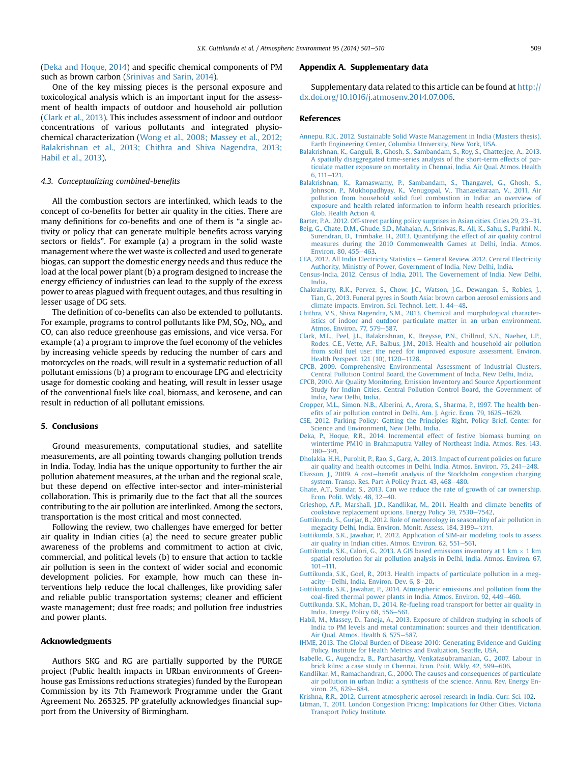(Deka and Hoque, 2014) and specific chemical components of PM such as brown carbon (Srinivas and Sarin, 2014).

One of the key missing pieces is the personal exposure and toxicological analysis which is an important input for the assessment of health impacts of outdoor and household air pollution (Clark et al., 2013). This includes assessment of indoor and outdoor concentrations of various pollutants and integrated physio-chemical characterization (Wong et al., 2008; Massey et al., 2012; Balakrishnan et al., 2013; Chithra and Shiva Nagendra, 2013; Habil et al., 2013).

### 4.3. Conceptualizing combined-benefits

All the combustion sectors are interlinked, which leads to the concept of co-benefits for better air quality in the cities. There are many definitions for co-benefits and one of them is "a single activity or policy that can generate multiple benefits across varying sectors or fields". For example (a) a program in the solid waste management where the wet waste is collected and used to generate biogas, can support the domestic energy needs and thus reduce the load at the local power plant (b) a program designed to increase the energy efficiency of industries can lead to the supply of the excess power to areas plagued with frequent outages, and thus resulting in lesser usage of DG sets.

The definition of co-benefits can also be extended to pollutants. For example, programs to control pollutants like PM, $SO_2$, $NO_x$, and CO, can also reduce greenhouse gas emissions, and vice versa. For example (a) a program to improve the fuel economy of the vehicles by increasing vehicle speeds by reducing the number of cars and motorcycles on the roads, will result in a systematic reduction of all pollutant emissions (b) a program to encourage LPG and electricity usage for domestic cooking and heating, will result in lesser usage of the conventional fuels like coal, biomass, and kerosene, and can result in reduction of all pollutant emissions.

## 5. Conclusions

Ground measurements, computational studies, and satellite measurements, are all pointing towards changing pollution trends in India. Today, India has the unique opportunity to further the air pollution abatement measures, at the urban and the regional scale, but these depend on effective inter-sector and inter-ministerial collaboration. This is primarily due to the fact that all the sources contributing to the air pollution are interlinked. Among the sectors, transportation is the most critical and most connected.

Following the review, two challenges have emerged for better air quality in Indian cities (a) the need to secure greater public awareness of the problems and commitment to action at civic, commercial, and political levels (b) to ensure that action to tackle air pollution is seen in the context of wider social and economic development policies. For example, how much can these interventions help reduce the local challenges, like providing safer and reliable public transportation systems; cleaner and efficient waste management; dust free roads; and pollution free industries and power plants.

## Acknowledgments

Authors SKG and RG are partially supported by the PURGE project (Public health impacts in URban environments of Greenhouse gas Emissions reductions strategies) funded by the European Commission by its 7th Framework Programme under the Grant Agreement No. 265325. PP gratefully acknowledges financial support from the University of Birmingham.

## Appendix A. Supplementary data

Supplementary data related to this article can be found at http://dx.doi.org/10.1016/j.atmosenv.2014.07.006.

## References

Annepu, R.K., 2012. Sustainable Solid Waste Management in India (Masters thesis). Earth Engineering Center, Columbia University, New York, USA.

Balakrishnan, K., Ganguli, B., Ghosh, S., Sambandam, S., Roy, S., Chatterjee, A., 2013. A spatially disaggregated time-series analysis of the short-term effects of particulate matter exposure on mortality in Chennai, India. Air Qual. Atmos. Health 6, 111–121.

Balakrishnan, K., Ramaswamy, P., Sambandam, S., Thangavel, G., Ghosh, S., Johnson, P., Mukhopadhyay, K., Venugopal, V., Thanasekaraan, V., 2011. Air pollution from household solid fuel combustion in India: an overview of exposure and health related information to inform health research priorities. Glob. Health Action 4.

Barter, P.A., 2012. Off-street parking policy surprises in Asian cities. Cities 29, 23–31.

Beig, G., Chate, D.M., Ghude, S.D., Mahajan, A., Srinivas, R., Ali, K., Sahu, S., Parkhi, N., Surendran, D., Trimbake, H., 2013. Quantifying the effect of air quality control measures during the 2010 Commonwealth Games at Delhi, India. Atmos. Environ. 80, 455–463.

CEA, 2012. All India Electricity Statistics – General Review 2012. Central Electricity Authority, Ministry of Power, Government of India, New Delhi, India.

Census-India, 2012. Census of India, 2011. The Governement of India, New Delhi, India.

Chakrabarty, R.K., Pervez, S., Chow, J.C., Watson, J.G., Dewangan, S., Robles, J., Tian, G., 2013. Funeral pyres in South Asia: brown carbon aerosol emissions and climate impacts. Environ. Sci. Technol. Lett. 1, 44–48.

Chithra, V.S., Shiva Nagendra, S.M., 2013. Chemical and morphological characteristics of indoor and outdoor particulate matter in an urban environment. Atmos. Environ. 77, 579–587.

Clark, M.L., Peel, J.L., Balakrishnan, K., Breysse, P.N., Chillrud, S.N., Naeher, L.P., Rodes, C.E., Vette, A.F., Balbus, J.M., 2013. Health and household air pollution from solid fuel use: the need for improved exposure assessment. Environ. Health Perspect. 121 (10), 1120–1128.

CPCB, 2009. Comprehensive Environmental Assessment of Industrial Clusters. Central Pollution Control Board, the Government of India, New Delhi, India.

CPCB, 2010. Air Quality Monitoring, Emission Inventory and Source Apportionment Study for Indian Cities. Central Pollution Control Board, the Government of India, New Delhi, India.

Cropper, M.L., Simon, N.B., Alberini, A., Arora, S., Sharma, P., 1997. The health benefits of air pollution control in Delhi. Am. J. Agric. Econ. 79, 1625–1629.

CSE, 2012. Parking Policy: Getting the Principles Right, Policy Brief. Center for Science and Environment, New Delhi, India.

Deka, P., Hoque, R.R., 2014. Incremental effect of festive biomass burning on wintertime PM10 in Brahmaputra Valley of Northeast India. Atmos. Res. 143, 380–391.

Dholakia, H.H., Purohit, P., Rao, S., Garg, A., 2013. Impact of current policies on future air quality and health outcomes in Delhi, India. Atmos. Environ. 75, 241–248.

Eliasson, J., 2009. A cost–benefit analysis of the Stockholm congestion charging system. Transp. Res. Part A Policy Pract. 43, 468–480.

Ghate, A.T., Sundar, S., 2013. Can we reduce the rate of growth of car ownership. Econ. Polit. Wkly. 48, 32–40.

Grieshop, A.P., Marshall, J.D., Kandlikar, M., 2011. Health and climate benefits of cookstove replacement options. Energy Policy 39, 7530–7542.

Guttikunda, S., Gurjar, B., 2012. Role of meteorology in seasonality of air pollution in megacity Delhi, India. Environ. Monit. Assess. 184, 3199–3211.

Guttikunda, S.K., Jawahar, P., 2012. Application of SIM-air modeling tools to assess air quality in Indian cities. Atmos. Environ. 62, 551–561.

Guttikunda, S.K., Calori, G., 2013. A GIS based emissions inventory at 1 km × 1 km spatial resolution for air pollution analysis in Delhi, India. Atmos. Environ. 67, 101–111.

Guttikunda, S.K., Goel, R., 2013. Health impacts of particulate pollution in a megacity—Delhi, India. Environ. Dev. 6, 8–20.

Guttikunda, S.K., Jawahar, P., 2014. Atmospheric emissions and pollution from the coal-fired thermal power plants in India. Atmos. Environ. 92, 449–460.

Guttikunda, S.K., Mohan, D., 2014. Re-fueling road transport for better air quality in India. Energy Policy 68, 556–561.

Habil, M., Massey, D., Taneja, A., 2013. Exposure of children studying in schools of India to PM levels and metal contamination: sources and their identification. Air Qual. Atmos. Health 6, 575–587.

IHME, 2013. The Global Burden of Disease 2010: Generating Evidence and Guiding Policy. Institute for Health Metrics and Evaluation, Seattle, USA.

Isabelle, G., Augendra, B., Parthasarthy, Venkatasubramanian, G., 2007. Labour in brick kilns: a case study in Chennai. Econ. Polit. Wkly. 42, 599–606.

Kandlikar, M., Ramachandran, G., 2000. The causes and consequences of particulate air pollution in urban India: a synthesis of the science. Annu. Rev. Energy Environ. 25, 629–684.

Krishna, R.R., 2012. Current atmospheric aerosol research in India. Curr. Sci. 102.

Litman, T., 2011. London Congestion Pricing: Implications for Other Cities. Victoria Transport Policy Institute.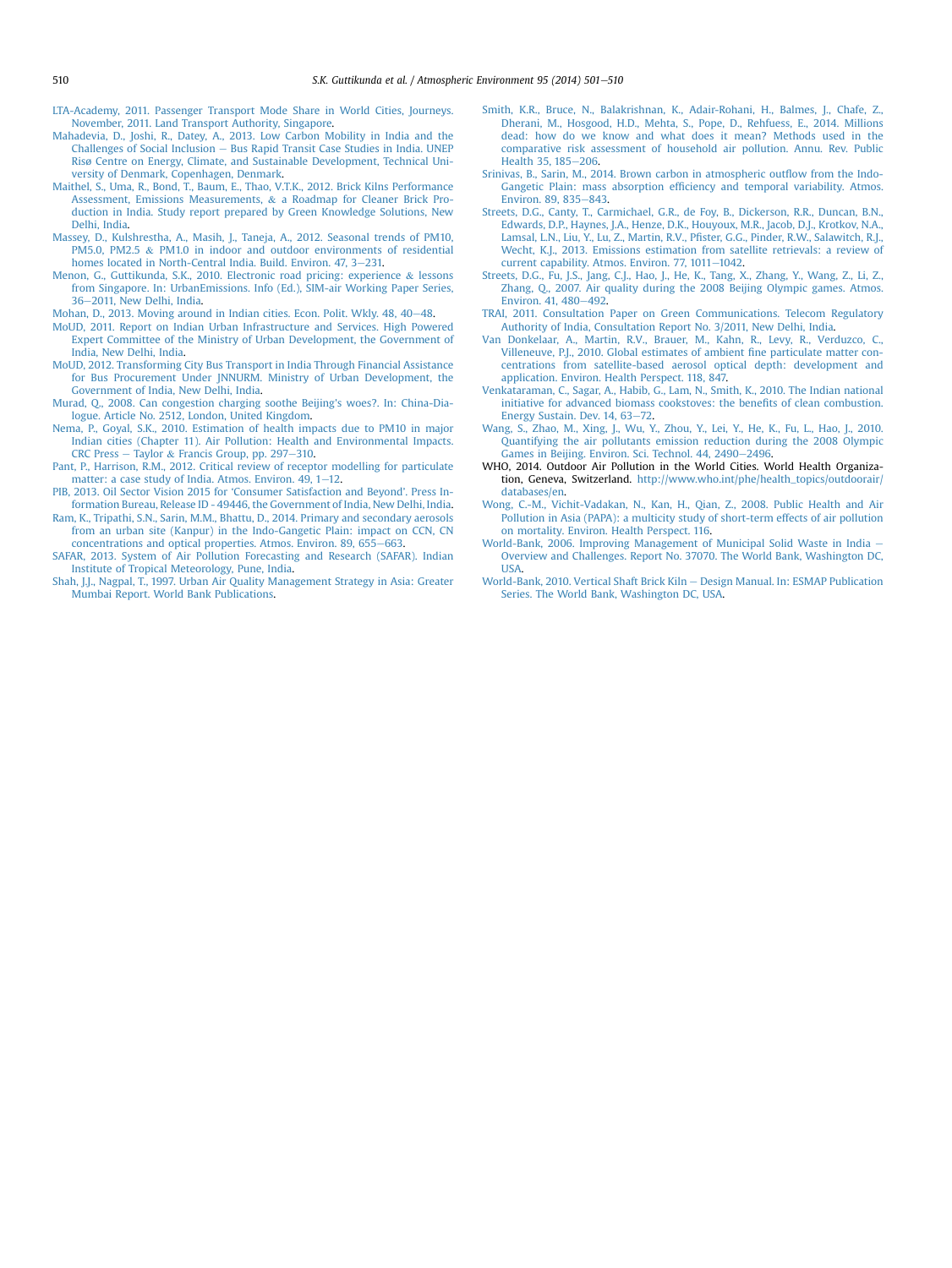LTA-Academy, 2011. Passenger Transport Mode Share in World Cities, Journeys. November, 2011. Land Transport Authority, Singapore.

Mahadevia, D., Joshi, R., Datey, A., 2013. Low Carbon Mobility in India and the Challenges of Social Inclusion – Bus Rapid Transit Case Studies in India. UNEP Risø Centre on Energy, Climate, and Sustainable Development, Technical University of Denmark, Copenhagen, Denmark.

Maithel, S., Uma, R., Bond, T., Baum, E., Thao, V.T.K., 2012. Brick Kilns Performance Assessment, Emissions Measurements, & a Roadmap for Cleaner Brick Production in India. Study report prepared by Green Knowledge Solutions, New Delhi, India.

Massey, D., Kulshrestha, A., Masih, J., Taneja, A., 2012. Seasonal trends of PM10, PM5.0, PM2.5 & PM1.0 in indoor and outdoor environments of residential homes located in North-Central India. Build. Environ. 47, 3–231.

Menon, G., Guttikunda, S.K., 2010. Electronic road pricing: experience & lessons from Singapore. In: UrbanEmissions. Info (Ed.), SIM-air Working Paper Series, 36–2011, New Delhi, India.

Mohan, D., 2013. Moving around in Indian cities. Econ. Polit. Wkly. 48, 40–48.

MoUD, 2011. Report on Indian Urban Infrastructure and Services. High Powered Expert Committee of the Ministry of Urban Development, the Government of India, New Delhi, India.

MoUD, 2012. Transforming City Bus Transport in India Through Financial Assistance for Bus Procurement Under JNNURM. Ministry of Urban Development, the Government of India, New Delhi, India.

Murad, Q., 2008. Can congestion charging soothe Beijing's woes?. In: China-Dialogue. Article No. 2512, London, United Kingdom.

Nema, P., Goyal, S.K., 2010. Estimation of health impacts due to PM10 in major Indian cities (Chapter 11). Air Pollution: Health and Environmental Impacts. CRC Press – Taylor & Francis Group, pp. 297–310.

Pant, P., Harrison, R.M., 2012. Critical review of receptor modelling for particulate matter: a case study of India. Atmos. Environ. 49, 1–12.

PIB, 2013. Oil Sector Vision 2015 for 'Consumer Satisfaction and Beyond'. Press Information Bureau, Release ID - 49446, the Government of India, New Delhi, India.

Ram, K., Tripathi, S.N., Sarin, M.M., Bhattu, D., 2014. Primary and secondary aerosols from an urban site (Kanpur) in the Indo-Gangetic Plain: impact on CCN, CN concentrations and optical properties. Atmos. Environ. 89, 655–663.

SAFAR, 2013. System of Air Pollution Forecasting and Research (SAFAR). Indian Institute of Tropical Meteorology, Pune, India.

Shah, J.J., Nagpal, T., 1997. Urban Air Quality Management Strategy in Asia: Greater Mumbai Report. World Bank Publications.

Smith, K.R., Bruce, N., Balakrishnan, K., Adair-Rohani, H., Balmes, J., Chafe, Z., Dherani, M., Hosgood, H.D., Mehta, S., Pope, D., Rehfuess, E., 2014. Millions dead: how do we know and what does it mean? Methods used in the comparative risk assessment of household air pollution. Annu. Rev. Public Health 35, 185–206.

Srinivas, B., Sarin, M., 2014. Brown carbon in atmospheric outflow from the Indo-Gangetic Plain: mass absorption efficiency and temporal variability. Atmos. Environ. 89, 835–843.

Streets, D.G., Canty, T., Carmichael, G.R., de Foy, B., Dickerson, R.R., Duncan, B.N., Edwards, D.P., Haynes, J.A., Henze, D.K., Houyoux, M.R., Jacob, D.J., Krotkov, N.A., Lamsal, L.N., Liu, Y., Lu, Z., Martin, R.V., Pfister, G.G., Pinder, R.W., Salawitch, R.J., Wecht, K.J., 2013. Emissions estimation from satellite retrievals: a review of current capability. Atmos. Environ. 77, 1011–1042.

Streets, D.G., Fu, J.S., Jang, C.J., Hao, J., He, K., Tang, X., Zhang, Y., Wang, Z., Li, Z., Zhang, Q., 2007. Air quality during the 2008 Beijing Olympic games. Atmos. Environ. 41, 480–492.

TRAI, 2011. Consultation Paper on Green Communications. Telecom Regulatory Authority of India, Consultation Report No. 3/2011, New Delhi, India.

Van Donkelaar, A., Martin, R.V., Brauer, M., Kahn, R., Levy, R., Verduzco, C., Villeneuve, P.J., 2010. Global estimates of ambient fine particulate matter concentrations from satellite-based aerosol optical depth: development and application. Environ. Health Perspect. 118, 847.

Venkataraman, C., Sagar, A., Habib, G., Lam, N., Smith, K., 2010. The Indian national initiative for advanced biomass cookstoves: the benefits of clean combustion. Energy Sustain. Dev. 14, 63–72.

Wang, S., Zhao, M., Xing, J., Wu, Y., Zhou, Y., Lei, Y., He, K., Fu, L., Hao, J., 2010. Quantifying the air pollutants emission reduction during the 2008 Olympic Games in Beijing. Environ. Sci. Technol. 44, 2490–2496.

WHO, 2014. Outdoor Air Pollution in the World Cities. World Health Organization, Geneva, Switzerland. http://www.who.int/phe/health_topics/outdoorair/databases/en.

Wong, C.-M., Vichit-Vadakan, N., Kan, H., Qian, Z., 2008. Public Health and Air Pollution in Asia (PAPA): a multicity study of short-term effects of air pollution on mortality. Environ. Health Perspect. 116.

World-Bank, 2006. Improving Management of Municipal Solid Waste in India – Overview and Challenges. Report No. 37070. The World Bank, Washington DC, USA.

World-Bank, 2010. Vertical Shaft Brick Kiln – Design Manual. In: ESMAP Publication Series. The World Bank, Washington DC, USA.